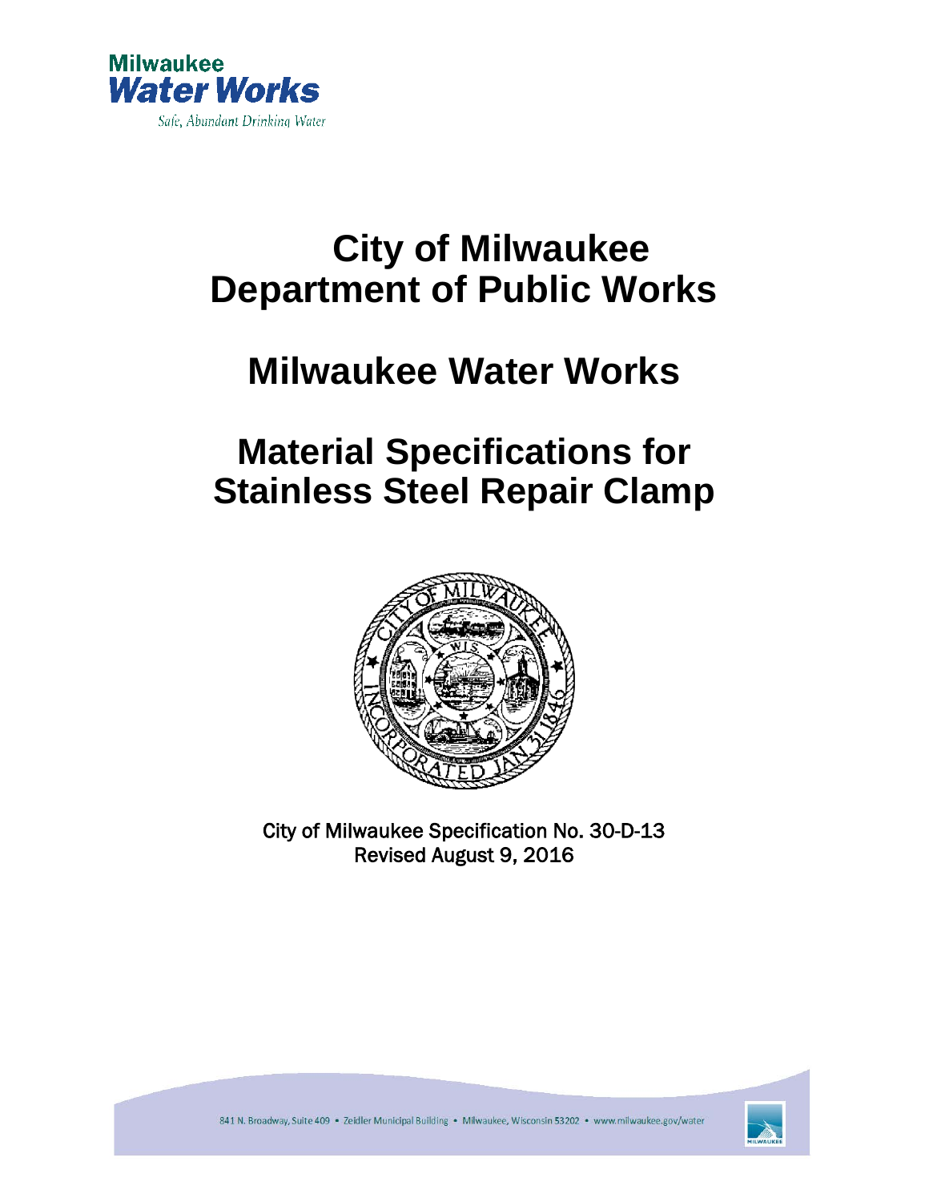Milwaukee
**Water Works**
*Safe, Abundant Drinking Water*

# City of Milwaukee
# Department of Public Works

# Milwaukee Water Works

# Material Specifications for Stainless Steel Repair Clamp

City of Milwaukee Specification No. 30-D-13
Revised August 9, 2016

841 N. Broadway, Suite 409 • Zeidler Municipal Building • Milwaukee, Wisconsin 53202 • www.milwaukee.gov/water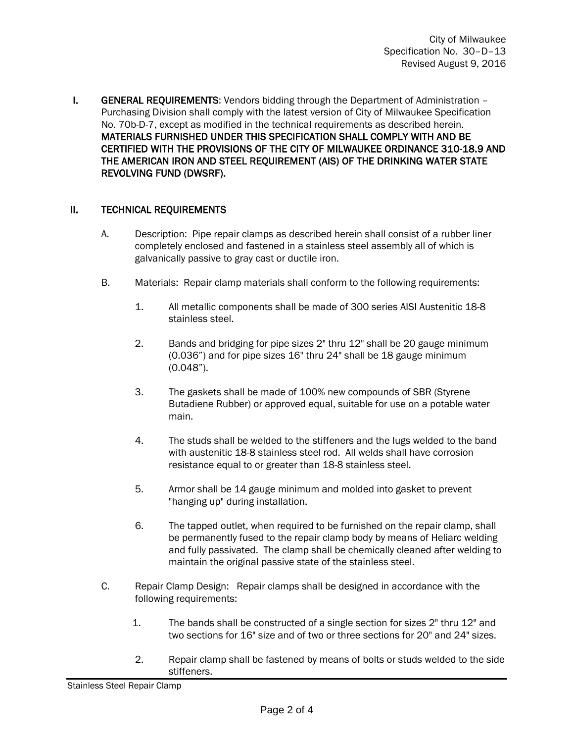**I. GENERAL REQUIREMENTS**: Vendors bidding through the Department of Administration – Purchasing Division shall comply with the latest version of City of Milwaukee Specification No. 70b-D-7, except as modified in the technical requirements as described herein. **MATERIALS FURNISHED UNDER THIS SPECIFICATION SHALL COMPLY WITH AND BE CERTIFIED WITH THE PROVISIONS OF THE CITY OF MILWAUKEE ORDINANCE 310-18.9 AND THE AMERICAN IRON AND STEEL REQUIREMENT (AIS) OF THE DRINKING WATER STATE REVOLVING FUND (DWSRF).**

## II. TECHNICAL REQUIREMENTS

A. Description: Pipe repair clamps as described herein shall consist of a rubber liner completely enclosed and fastened in a stainless steel assembly all of which is galvanically passive to gray cast or ductile iron.

B. Materials: Repair clamp materials shall conform to the following requirements:

1. All metallic components shall be made of 300 series AISI Austenitic 18-8 stainless steel.

2. Bands and bridging for pipe sizes 2" thru 12" shall be 20 gauge minimum (0.036”) and for pipe sizes 16" thru 24" shall be 18 gauge minimum (0.048”).

3. The gaskets shall be made of 100% new compounds of SBR (Styrene Butadiene Rubber) or approved equal, suitable for use on a potable water main.

4. The studs shall be welded to the stiffeners and the lugs welded to the band with austenitic 18-8 stainless steel rod. All welds shall have corrosion resistance equal to or greater than 18-8 stainless steel.

5. Armor shall be 14 gauge minimum and molded into gasket to prevent "hanging up" during installation.

6. The tapped outlet, when required to be furnished on the repair clamp, shall be permanently fused to the repair clamp body by means of Heliarc welding and fully passivated. The clamp shall be chemically cleaned after welding to maintain the original passive state of the stainless steel.

C. Repair Clamp Design: Repair clamps shall be designed in accordance with the following requirements:

1. The bands shall be constructed of a single section for sizes 2" thru 12" and two sections for 16" size and of two or three sections for 20" and 24" sizes.

2. Repair clamp shall be fastened by means of bolts or studs welded to the side stiffeners.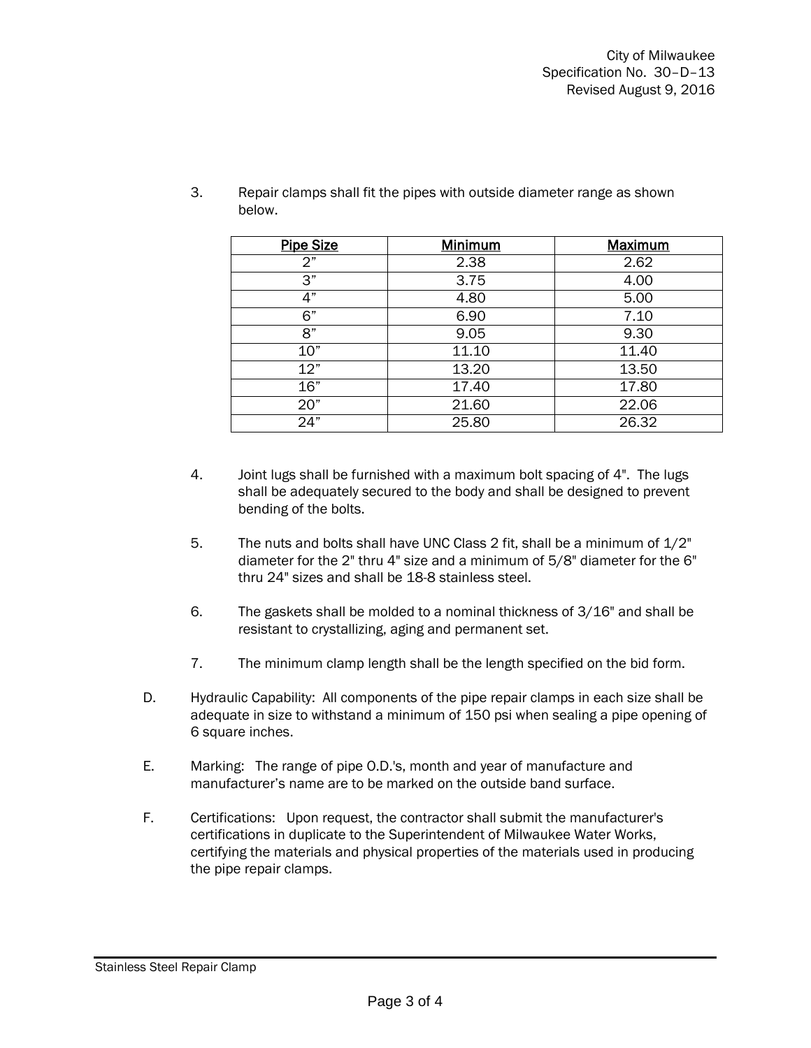3. Repair clamps shall fit the pipes with outside diameter range as shown below.

| Pipe Size | Minimum | Maximum |
|---|---|---|
| 2” | 2.38 | 2.62 |
| 3” | 3.75 | 4.00 |
| 4” | 4.80 | 5.00 |
| 6” | 6.90 | 7.10 |
| 8” | 9.05 | 9.30 |
| 10” | 11.10 | 11.40 |
| 12” | 13.20 | 13.50 |
| 16” | 17.40 | 17.80 |
| 20” | 21.60 | 22.06 |
| 24” | 25.80 | 26.32 |

4. Joint lugs shall be furnished with a maximum bolt spacing of 4". The lugs shall be adequately secured to the body and shall be designed to prevent bending of the bolts.

5. The nuts and bolts shall have UNC Class 2 fit, shall be a minimum of 1/2" diameter for the 2" thru 4" size and a minimum of 5/8" diameter for the 6" thru 24" sizes and shall be 18-8 stainless steel.

6. The gaskets shall be molded to a nominal thickness of 3/16" and shall be resistant to crystallizing, aging and permanent set.

7. The minimum clamp length shall be the length specified on the bid form.

D. Hydraulic Capability: All components of the pipe repair clamps in each size shall be adequate in size to withstand a minimum of 150 psi when sealing a pipe opening of 6 square inches.

E. Marking: The range of pipe O.D.'s, month and year of manufacture and manufacturer’s name are to be marked on the outside band surface.

F. Certifications: Upon request, the contractor shall submit the manufacturer's certifications in duplicate to the Superintendent of Milwaukee Water Works, certifying the materials and physical properties of the materials used in producing the pipe repair clamps.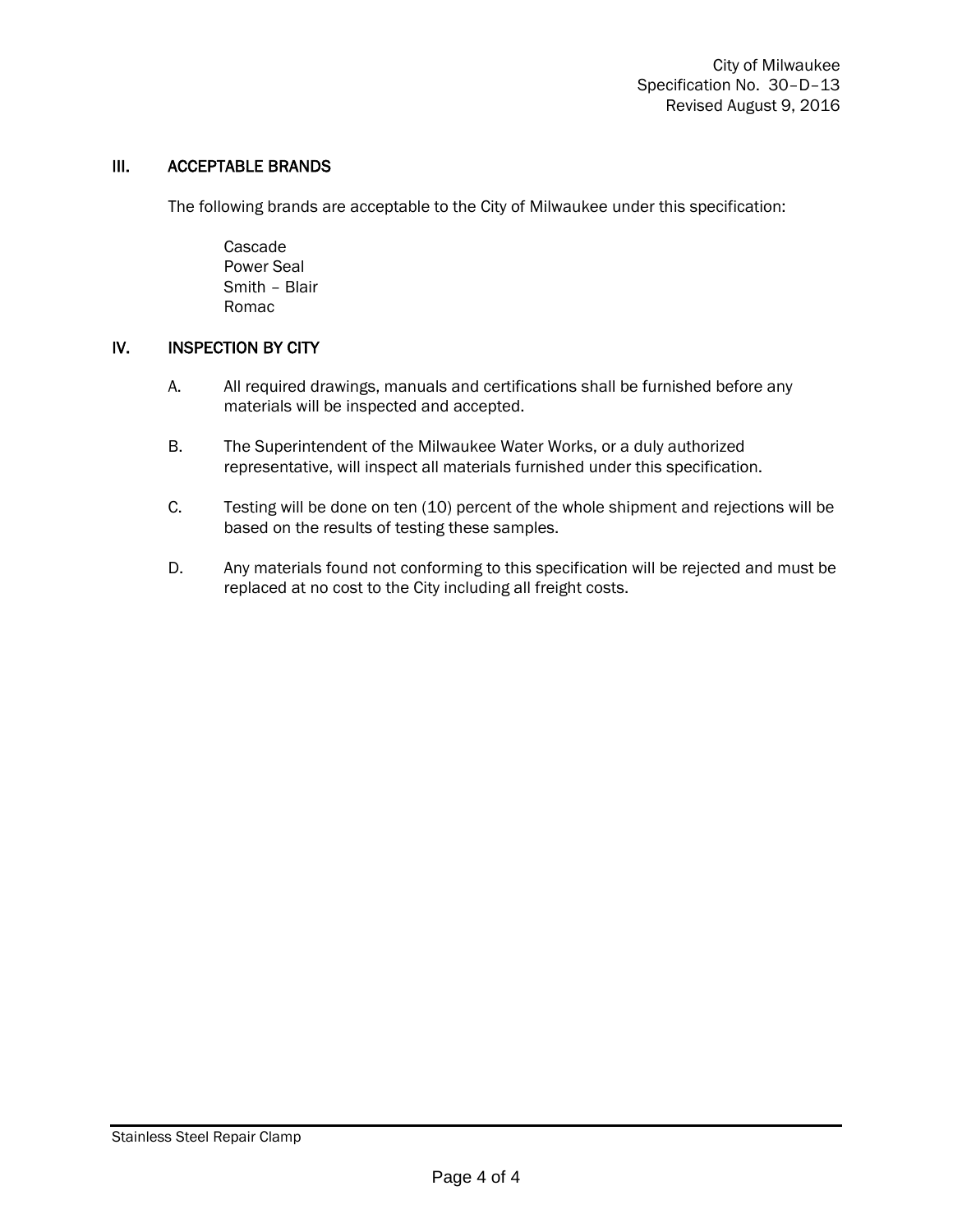## III. ACCEPTABLE BRANDS

The following brands are acceptable to the City of Milwaukee under this specification:

Cascade
Power Seal
Smith – Blair
Romac

## IV. INSPECTION BY CITY

A. All required drawings, manuals and certifications shall be furnished before any materials will be inspected and accepted.

B. The Superintendent of the Milwaukee Water Works, or a duly authorized representative, will inspect all materials furnished under this specification.

C. Testing will be done on ten (10) percent of the whole shipment and rejections will be based on the results of testing these samples.

D. Any materials found not conforming to this specification will be rejected and must be replaced at no cost to the City including all freight costs.